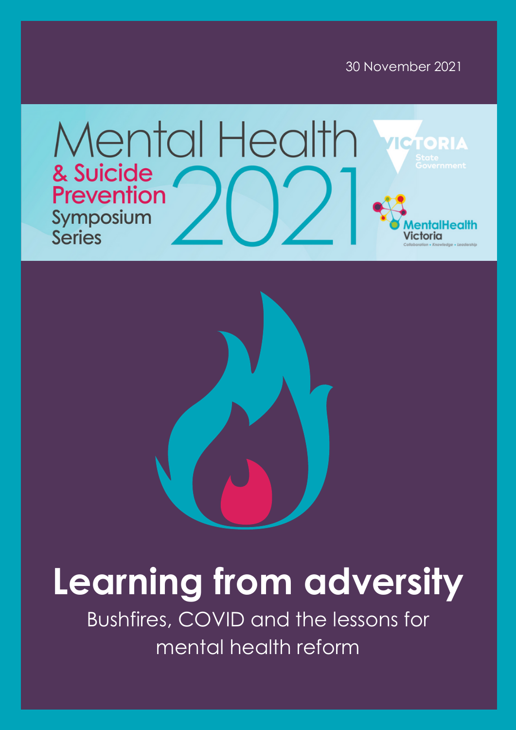30 November 2021

Mental Health & Suicide Prevention Symposium Series 2021

VICTORIA State Government

MentalHealth Victoria
Collaboration • Knowledge • Leadership

# Learning from adversity

Bushfires, COVID and the lessons for mental health reform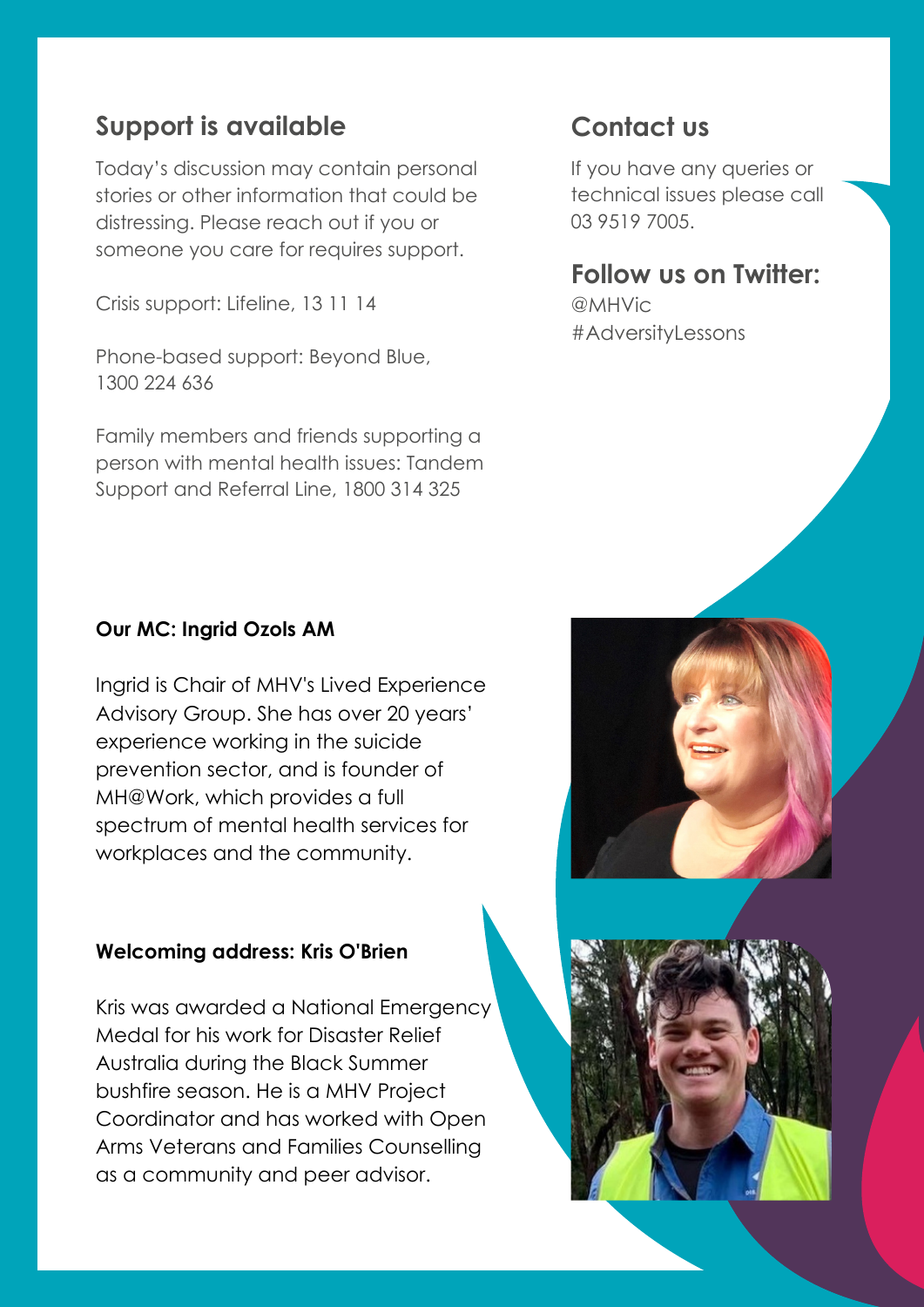## Support is available

Today's discussion may contain personal stories or other information that could be distressing. Please reach out if you or someone you care for requires support.

Crisis support: Lifeline, 13 11 14

Phone-based support: Beyond Blue, 1300 224 636

Family members and friends supporting a person with mental health issues: Tandem Support and Referral Line, 1800 314 325

## Contact us

If you have any queries or technical issues please call 03 9519 7005.

## Follow us on Twitter:

@MHVic
#AdversityLessons

**Our MC: Ingrid Ozols AM**

Ingrid is Chair of MHV's Lived Experience Advisory Group. She has over 20 years' experience working in the suicide prevention sector, and is founder of MH@Work, which provides a full spectrum of mental health services for workplaces and the community.

**Welcoming address: Kris O'Brien**

Kris was awarded a National Emergency Medal for his work for Disaster Relief Australia during the Black Summer bushfire season. He is a MHV Project Coordinator and has worked with Open Arms Veterans and Families Counselling as a community and peer advisor.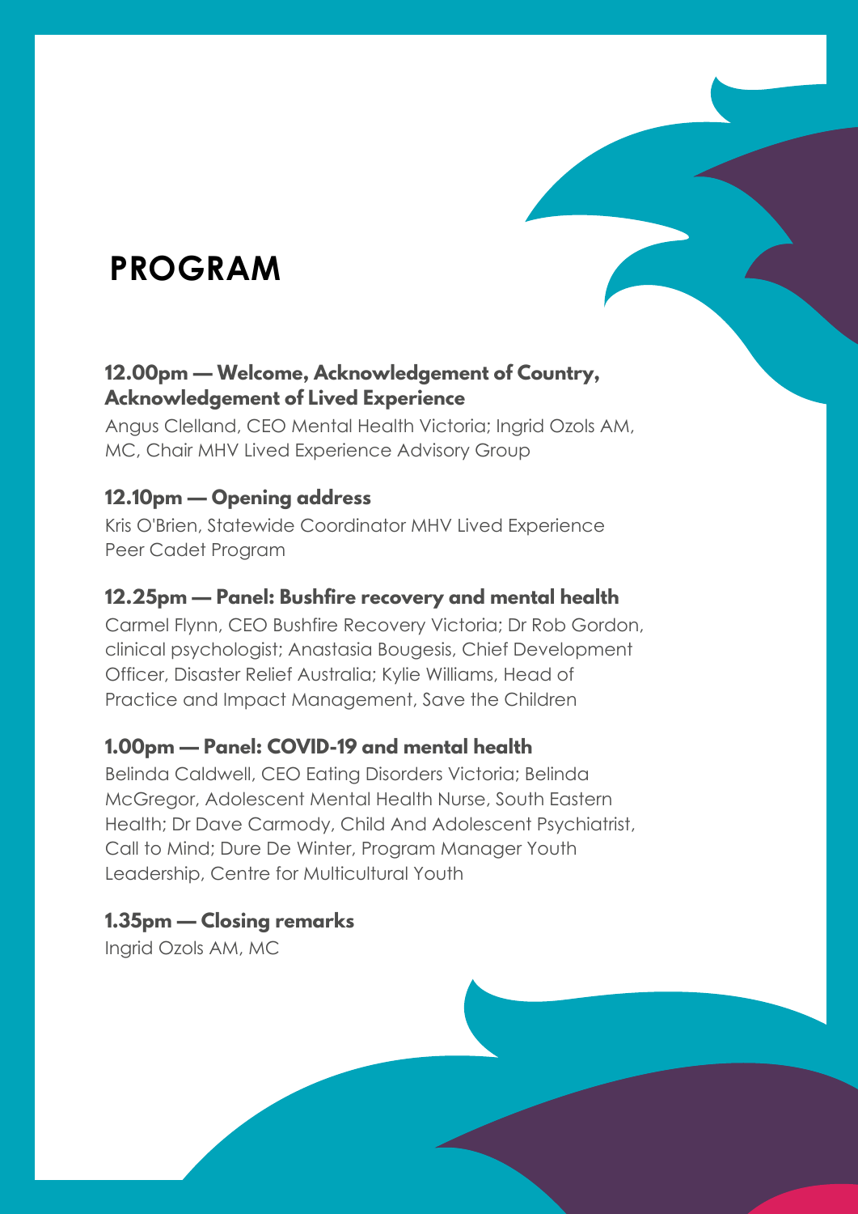# PROGRAM

### 12.00pm — Welcome, Acknowledgement of Country, Acknowledgement of Lived Experience

Angus Clelland, CEO Mental Health Victoria; Ingrid Ozols AM, MC, Chair MHV Lived Experience Advisory Group

### 12.10pm — Opening address

Kris O'Brien, Statewide Coordinator MHV Lived Experience Peer Cadet Program

### 12.25pm — Panel: Bushfire recovery and mental health

Carmel Flynn, CEO Bushfire Recovery Victoria; Dr Rob Gordon, clinical psychologist; Anastasia Bougesis, Chief Development Officer, Disaster Relief Australia; Kylie Williams, Head of Practice and Impact Management, Save the Children

### 1.00pm — Panel: COVID-19 and mental health

Belinda Caldwell, CEO Eating Disorders Victoria; Belinda McGregor, Adolescent Mental Health Nurse, South Eastern Health; Dr Dave Carmody, Child And Adolescent Psychiatrist, Call to Mind; Dure De Winter, Program Manager Youth Leadership, Centre for Multicultural Youth

### 1.35pm — Closing remarks

Ingrid Ozols AM, MC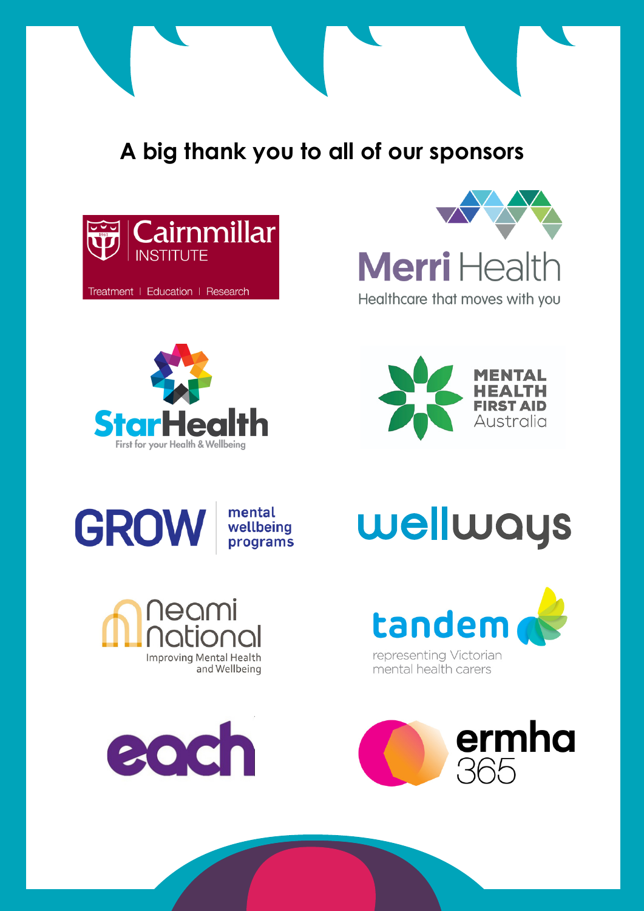## A big thank you to all of our sponsors

Cairnmillar INSTITUTE
Treatment | Education | Research

Merri Health
Healthcare that moves with you

StarHealth
First for your Health & Wellbeing

MENTAL HEALTH FIRST AID Australia

GROW mental wellbeing programs

wellways

neami national
Improving Mental Health and Wellbeing

tandem
representing Victorian mental health carers

each

ermha 365